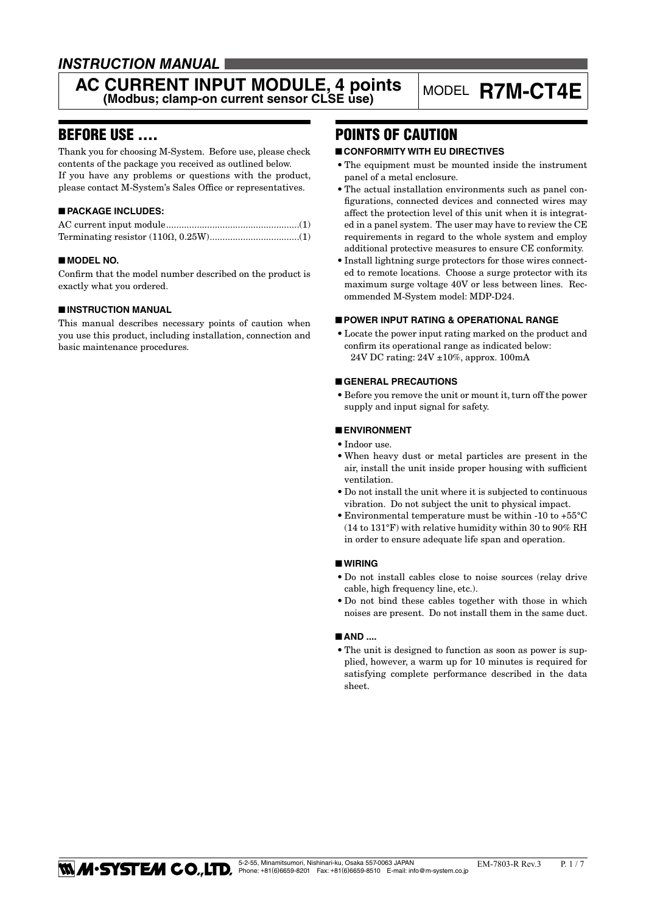*INSTRUCTION MANUAL*

# AC CURRENT INPUT MODULE, 4 points
**(Modbus; clamp-on current sensor CLSE use)**

MODEL **R7M-CT4E**

## BEFORE USE ....

Thank you for choosing M-System. Before use, please check contents of the package you received as outlined below.
If you have any problems or questions with the product, please contact M-System's Sales Office or representatives.

### ■ PACKAGE INCLUDES:

AC current input module....................................................(1)
Terminating resistor (110Ω, 0.25W)...................................(1)

### ■ MODEL NO.

Confirm that the model number described on the product is exactly what you ordered.

### ■ INSTRUCTION MANUAL

This manual describes necessary points of caution when you use this product, including installation, connection and basic maintenance procedures.

## POINTS OF CAUTION

### ■ CONFORMITY WITH EU DIRECTIVES

- The equipment must be mounted inside the instrument panel of a metal enclosure.
- The actual installation environments such as panel configurations, connected devices and connected wires may affect the protection level of this unit when it is integrated in a panel system. The user may have to review the CE requirements in regard to the whole system and employ additional protective measures to ensure CE conformity.
- Install lightning surge protectors for those wires connected to remote locations. Choose a surge protector with its maximum surge voltage 40V or less between lines. Recommended M-System model: MDP-D24.

### ■ POWER INPUT RATING & OPERATIONAL RANGE

- Locate the power input rating marked on the product and confirm its operational range as indicated below:
  24V DC rating: 24V ±10%, approx. 100mA

### ■ GENERAL PRECAUTIONS

- Before you remove the unit or mount it, turn off the power supply and input signal for safety.

### ■ ENVIRONMENT

- Indoor use.
- When heavy dust or metal particles are present in the air, install the unit inside proper housing with sufficient ventilation.
- Do not install the unit where it is subjected to continuous vibration. Do not subject the unit to physical impact.
- Environmental temperature must be within -10 to +55°C (14 to 131°F) with relative humidity within 30 to 90% RH in order to ensure adequate life span and operation.

### ■ WIRING

- Do not install cables close to noise sources (relay drive cable, high frequency line, etc.).
- Do not bind these cables together with those in which noises are present. Do not install them in the same duct.

### ■ AND ....

- The unit is designed to function as soon as power is supplied, however, a warm up for 10 minutes is required for satisfying complete performance described in the data sheet.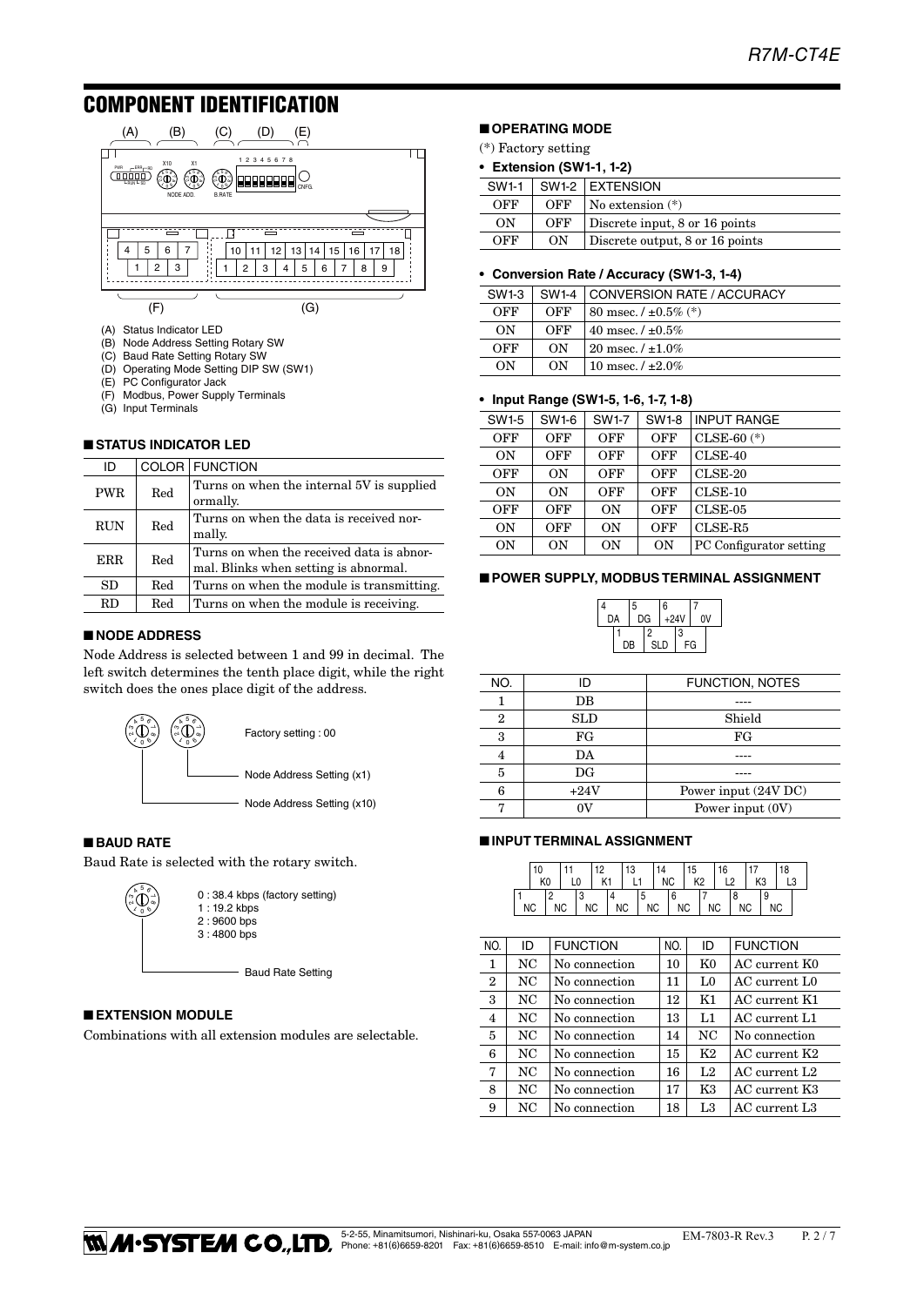# COMPONENT IDENTIFICATION

(A) Status Indicator LED
(B) Node Address Setting Rotary SW
(C) Baud Rate Setting Rotary SW
(D) Operating Mode Setting DIP SW (SW1)
(E) PC Configurator Jack
(F) Modbus, Power Supply Terminals
(G) Input Terminals

## ■ STATUS INDICATOR LED

| ID | COLOR | FUNCTION |
|---|---|---|
| PWR | Red | Turns on when the internal 5V is supplied ormally. |
| RUN | Red | Turns on when the data is received normally. |
| ERR | Red | Turns on when the received data is abnormal. Blinks when setting is abnormal. |
| SD | Red | Turns on when the module is transmitting. |
| RD | Red | Turns on when the module is receiving. |

## ■ NODE ADDRESS

Node Address is selected between 1 and 99 in decimal. The left switch determines the tenth place digit, while the right switch does the ones place digit of the address.

Factory setting : 00

Node Address Setting (x1)

Node Address Setting (x10)

## ■ BAUD RATE

Baud Rate is selected with the rotary switch.

0 : 38.4 kbps (factory setting)
1 : 19.2 kbps
2 : 9600 bps
3 : 4800 bps

Baud Rate Setting

## ■ EXTENSION MODULE

Combinations with all extension modules are selectable.

## ■ OPERATING MODE

(*) Factory setting

• **Extension (SW1-1, 1-2)**

| SW1-1 | SW1-2 | EXTENSION |
|---|---|---|
| OFF | OFF | No extension (*) |
| ON | OFF | Discrete input, 8 or 16 points |
| OFF | ON | Discrete output, 8 or 16 points |

• **Conversion Rate / Accuracy (SW1-3, 1-4)**

| SW1-3 | SW1-4 | CONVERSION RATE / ACCURACY |
|---|---|---|
| OFF | OFF | 80 msec. / ±0.5% (*) |
| ON | OFF | 40 msec. / ±0.5% |
| OFF | ON | 20 msec. / ±1.0% |
| ON | ON | 10 msec. / ±2.0% |

• **Input Range (SW1-5, 1-6, 1-7, 1-8)**

| SW1-5 | SW1-6 | SW1-7 | SW1-8 | INPUT RANGE |
|---|---|---|---|---|
| OFF | OFF | OFF | OFF | CLSE-60 (*) |
| ON | OFF | OFF | OFF | CLSE-40 |
| OFF | ON | OFF | OFF | CLSE-20 |
| ON | ON | OFF | OFF | CLSE-10 |
| OFF | OFF | ON | OFF | CLSE-05 |
| ON | OFF | ON | OFF | CLSE-R5 |
| ON | ON | ON | ON | PC Configurator setting |

## ■ POWER SUPPLY, MODBUS TERMINAL ASSIGNMENT

| NO. | ID | FUNCTION, NOTES |
|---|---|---|
| 1 | DB | ---- |
| 2 | SLD | Shield |
| 3 | FG | FG |
| 4 | DA | ---- |
| 5 | DG | ---- |
| 6 | +24V | Power input (24V DC) |
| 7 | 0V | Power input (0V) |

## ■ INPUT TERMINAL ASSIGNMENT

| NO. | ID | FUNCTION | NO. | ID | FUNCTION |
|---|---|---|---|---|---|
| 1 | NC | No connection | 10 | K0 | AC current K0 |
| 2 | NC | No connection | 11 | L0 | AC current L0 |
| 3 | NC | No connection | 12 | K1 | AC current K1 |
| 4 | NC | No connection | 13 | L1 | AC current L1 |
| 5 | NC | No connection | 14 | NC | No connection |
| 6 | NC | No connection | 15 | K2 | AC current K2 |
| 7 | NC | No connection | 16 | L2 | AC current L2 |
| 8 | NC | No connection | 17 | K3 | AC current K3 |
| 9 | NC | No connection | 18 | L3 | AC current L3 |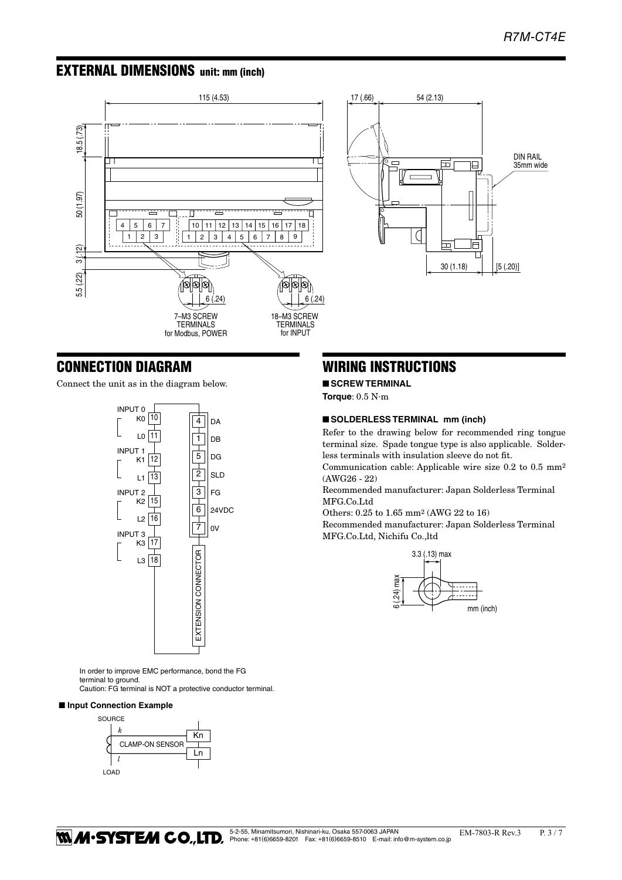## EXTERNAL DIMENSIONS unit: mm (inch)

7–M3 SCREW TERMINALS for Modbus, POWER

18–M3 SCREW TERMINALS for INPUT

DIN RAIL 35mm wide

## CONNECTION DIAGRAM

Connect the unit as in the diagram below.

| Input | Terminal | No. |
|---|---|---|
| INPUT 0 | K0 | 10 |
| | L0 | 11 |
| INPUT 1 | K1 | 12 |
| | L1 | 13 |
| INPUT 2 | K2 | 15 |
| | L2 | 16 |
| INPUT 3 | K3 | 17 |
| | L3 | 18 |

| No. | Terminal |
|---|---|
| 4 | DA |
| 1 | DB |
| 5 | DG |
| 2 | SLD |
| 3 | FG |
| 6 | 24VDC |
| 7 | 0V |
| | EXTENSION CONNECTOR |

In order to improve EMC performance, bond the FG terminal to ground.
Caution: FG terminal is NOT a protective conductor terminal.

### ■ Input Connection Example

SOURCE — k — CLAMP-ON SENSOR — l — LOAD; sensor connected to Kn and Ln.

## WIRING INSTRUCTIONS

### ■ SCREW TERMINAL

**Torque**: 0.5 N·m

### ■ SOLDERLESS TERMINAL mm (inch)

Refer to the drawing below for recommended ring tongue terminal size. Spade tongue type is also applicable. Solderless terminals with insulation sleeve do not fit.

Communication cable: Applicable wire size 0.2 to 0.5 mm² (AWG26 - 22)

Recommended manufacturer: Japan Solderless Terminal MFG.Co.Ltd

Others: 0.25 to 1.65 mm² (AWG 22 to 16)

Recommended manufacturer: Japan Solderless Terminal MFG.Co.Ltd, Nichifu Co.,ltd

3.3 (.13) max; 6 (.24) max; mm (inch)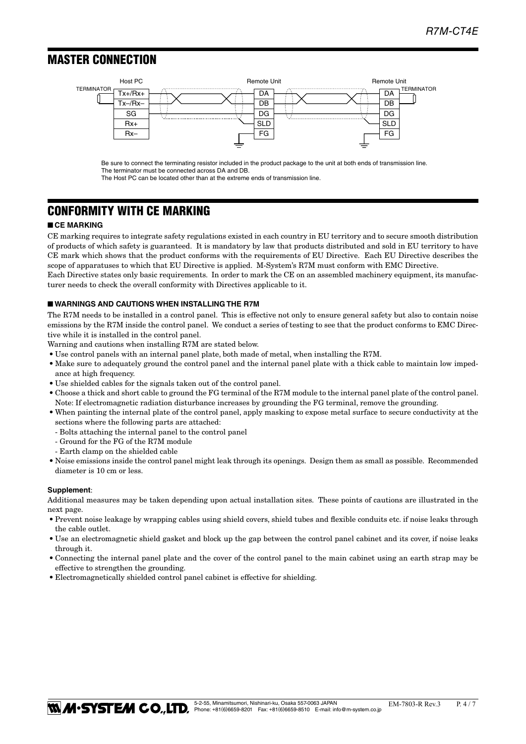## MASTER CONNECTION

Host PC | Remote Unit | Remote Unit

TERMINATOR — Tx+/Rx+, Tx–/Rx–, SG, Rx+, Rx– — DA, DB, DG, SLD, FG — DA, DB, DG, SLD, FG — TERMINATOR

Be sure to connect the terminating resistor included in the product package to the unit at both ends of transmission line.
The terminator must be connected across DA and DB.
The Host PC can be located other than at the extreme ends of transmission line.

## CONFORMITY WITH CE MARKING

### ■ CE MARKING

CE marking requires to integrate safety regulations existed in each country in EU territory and to secure smooth distribution of products of which safety is guaranteed. It is mandatory by law that products distributed and sold in EU territory to have CE mark which shows that the product conforms with the requirements of EU Directive. Each EU Directive describes the scope of apparatuses to which that EU Directive is applied. M-System's R7M must conform with EMC Directive.
Each Directive states only basic requirements. In order to mark the CE on an assembled machinery equipment, its manufacturer needs to check the overall conformity with Directives applicable to it.

### ■ WARNINGS AND CAUTIONS WHEN INSTALLING THE R7M

The R7M needs to be installed in a control panel. This is effective not only to ensure general safety but also to contain noise emissions by the R7M inside the control panel. We conduct a series of testing to see that the product conforms to EMC Directive while it is installed in the control panel.
Warning and cautions when installing R7M are stated below.

- Use control panels with an internal panel plate, both made of metal, when installing the R7M.
- Make sure to adequately ground the control panel and the internal panel plate with a thick cable to maintain low impedance at high frequency.
- Use shielded cables for the signals taken out of the control panel.
- Choose a thick and short cable to ground the FG terminal of the R7M module to the internal panel plate of the control panel. Note: If electromagnetic radiation disturbance increases by grounding the FG terminal, remove the grounding.
- When painting the internal plate of the control panel, apply masking to expose metal surface to secure conductivity at the sections where the following parts are attached:
  - Bolts attaching the internal panel to the control panel
  - Ground for the FG of the R7M module
  - Earth clamp on the shielded cable
- Noise emissions inside the control panel might leak through its openings. Design them as small as possible. Recommended diameter is 10 cm or less.

**Supplement**:

Additional measures may be taken depending upon actual installation sites. These points of cautions are illustrated in the next page.

- Prevent noise leakage by wrapping cables using shield covers, shield tubes and flexible conduits etc. if noise leaks through the cable outlet.
- Use an electromagnetic shield gasket and block up the gap between the control panel cabinet and its cover, if noise leaks through it.
- Connecting the internal panel plate and the cover of the control panel to the main cabinet using an earth strap may be effective to strengthen the grounding.
- Electromagnetically shielded control panel cabinet is effective for shielding.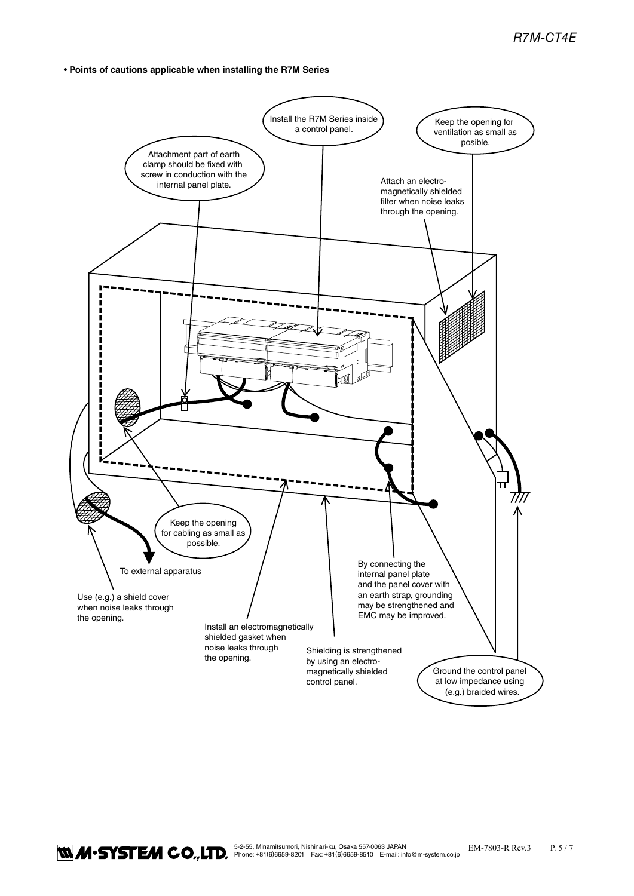• **Points of cautions applicable when installing the R7M Series**

Install the R7M Series inside a control panel.

Keep the opening for ventilation as small as posible.

Attachment part of earth clamp should be fixed with screw in conduction with the internal panel plate.

Attach an electro-magnetically shielded filter when noise leaks through the opening.

Keep the opening for cabling as small as possible.

To external apparatus

Use (e.g.) a shield cover when noise leaks through the opening.

By connecting the internal panel plate and the panel cover with an earth strap, grounding may be strengthened and EMC may be improved.

Install an electromagnetically shielded gasket when noise leaks through the opening.

Shielding is strengthened by using an electro-magnetically shielded control panel.

Ground the control panel at low impedance using (e.g.) braided wires.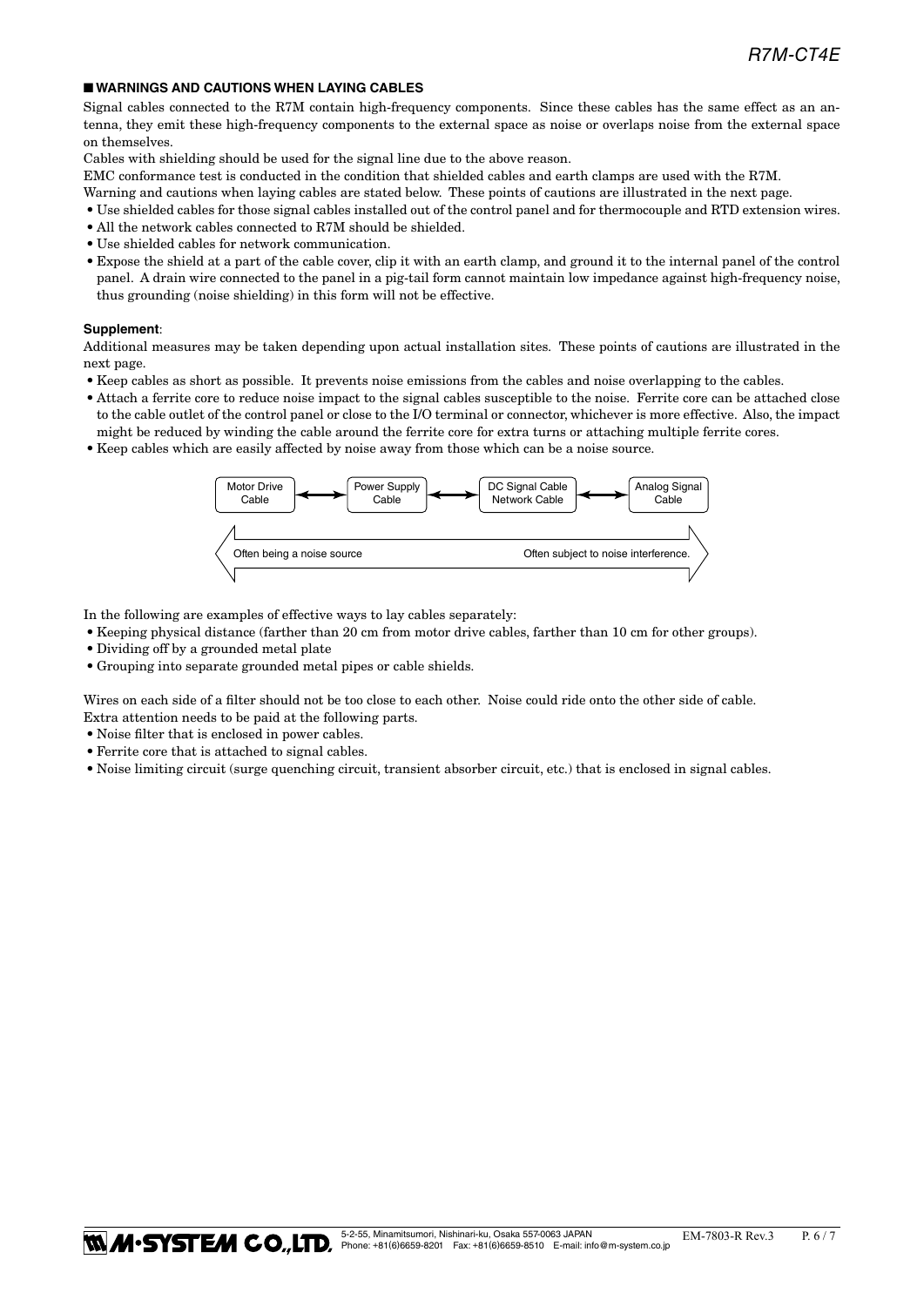## ■ WARNINGS AND CAUTIONS WHEN LAYING CABLES

Signal cables connected to the R7M contain high-frequency components. Since these cables has the same effect as an antenna, they emit these high-frequency components to the external space as noise or overlaps noise from the external space on themselves.

Cables with shielding should be used for the signal line due to the above reason.

EMC conformance test is conducted in the condition that shielded cables and earth clamps are used with the R7M.

Warning and cautions when laying cables are stated below. These points of cautions are illustrated in the next page.

- Use shielded cables for those signal cables installed out of the control panel and for thermocouple and RTD extension wires.
- All the network cables connected to R7M should be shielded.
- Use shielded cables for network communication.
- Expose the shield at a part of the cable cover, clip it with an earth clamp, and ground it to the internal panel of the control panel. A drain wire connected to the panel in a pig-tail form cannot maintain low impedance against high-frequency noise, thus grounding (noise shielding) in this form will not be effective.

**Supplement**:

Additional measures may be taken depending upon actual installation sites. These points of cautions are illustrated in the next page.

- Keep cables as short as possible. It prevents noise emissions from the cables and noise overlapping to the cables.
- Attach a ferrite core to reduce noise impact to the signal cables susceptible to the noise. Ferrite core can be attached close to the cable outlet of the control panel or close to the I/O terminal or connector, whichever is more effective. Also, the impact might be reduced by winding the cable around the ferrite core for extra turns or attaching multiple ferrite cores.
- Keep cables which are easily affected by noise away from those which can be a noise source.

Motor Drive Cable ⟷ Power Supply Cable ⟷ DC Signal Cable Network Cable ⟷ Analog Signal Cable

Often being a noise source ⟷ Often subject to noise interference.

In the following are examples of effective ways to lay cables separately:

- Keeping physical distance (farther than 20 cm from motor drive cables, farther than 10 cm for other groups).
- Dividing off by a grounded metal plate
- Grouping into separate grounded metal pipes or cable shields.

Wires on each side of a filter should not be too close to each other. Noise could ride onto the other side of cable.

Extra attention needs to be paid at the following parts.

- Noise filter that is enclosed in power cables.
- Ferrite core that is attached to signal cables.
- Noise limiting circuit (surge quenching circuit, transient absorber circuit, etc.) that is enclosed in signal cables.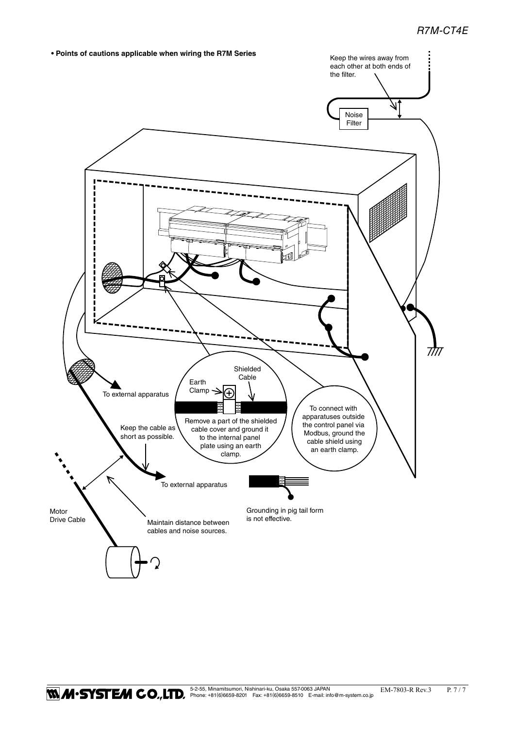• **Points of cautions applicable when wiring the R7M Series**

Keep the wires away from each other at both ends of the filter.

Noise Filter

Shielded Cable

Earth Clamp

Remove a part of the shielded cable cover and ground it to the internal panel plate using an earth clamp.

To connect with apparatuses outside the control panel via Modbus, ground the cable shield using an earth clamp.

To external apparatus

Keep the cable as short as possible.

To external apparatus

Motor Drive Cable

Maintain distance between cables and noise sources.

Grounding in pig tail form is not effective.